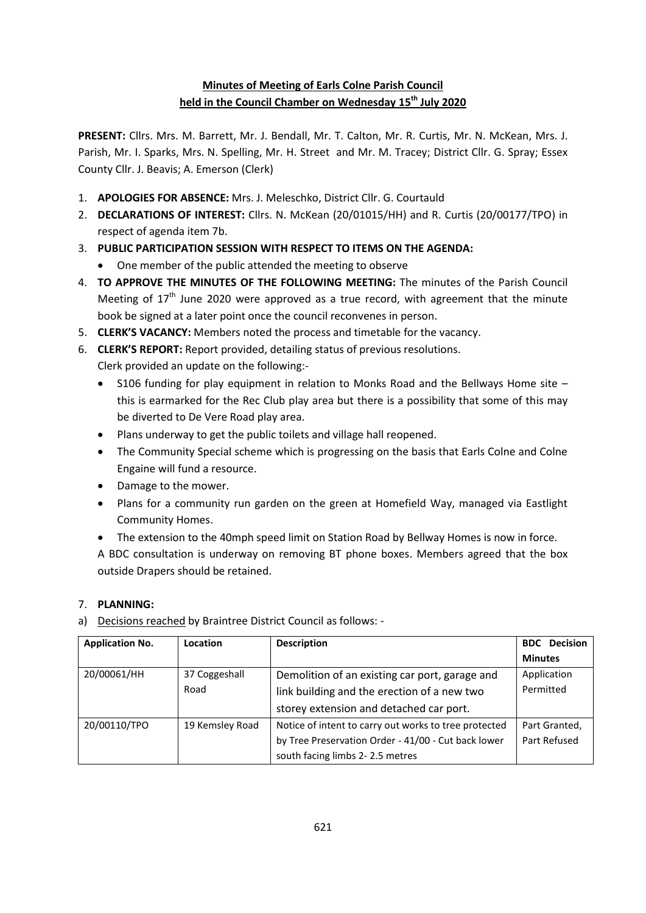# Minutes of Meeting of Earls Colne Parish Council held in the Council Chamber on Wednesday 15th July 2020

**PRESENT:** Cllrs. Mrs. M. Barrett, Mr. J. Bendall, Mr. T. Calton, Mr. R. Curtis, Mr. N. McKean, Mrs. J. Parish, Mr. I. Sparks, Mrs. N. Spelling, Mr. H. Street and Mr. M. Tracey; District Cllr. G. Spray; Essex County Cllr. J. Beavis; A. Emerson (Clerk)

1. **APOLOGIES FOR ABSENCE:** Mrs. J. Meleschko, District Cllr. G. Courtauld
2. **DECLARATIONS OF INTEREST:** Cllrs. N. McKean (20/01015/HH) and R. Curtis (20/00177/TPO) in respect of agenda item 7b.
3. **PUBLIC PARTICIPATION SESSION WITH RESPECT TO ITEMS ON THE AGENDA:**
   - One member of the public attended the meeting to observe
4. **TO APPROVE THE MINUTES OF THE FOLLOWING MEETING:** The minutes of the Parish Council Meeting of 17th June 2020 were approved as a true record, with agreement that the minute book be signed at a later point once the council reconvenes in person.
5. **CLERK'S VACANCY:** Members noted the process and timetable for the vacancy.
6. **CLERK'S REPORT:** Report provided, detailing status of previous resolutions.
   Clerk provided an update on the following:-
   - S106 funding for play equipment in relation to Monks Road and the Bellways Home site – this is earmarked for the Rec Club play area but there is a possibility that some of this may be diverted to De Vere Road play area.
   - Plans underway to get the public toilets and village hall reopened.
   - The Community Special scheme which is progressing on the basis that Earls Colne and Colne Engaine will fund a resource.
   - Damage to the mower.
   - Plans for a community run garden on the green at Homefield Way, managed via Eastlight Community Homes.
   - The extension to the 40mph speed limit on Station Road by Bellway Homes is now in force.

   A BDC consultation is underway on removing BT phone boxes. Members agreed that the box outside Drapers should be retained.

7. **PLANNING:**

a) Decisions reached by Braintree District Council as follows: -

| Application No. | Location | Description | BDC Decision Minutes |
|---|---|---|---|
| 20/00061/HH | 37 Coggeshall Road | Demolition of an existing car port, garage and link building and the erection of a new two storey extension and detached car port. | Application Permitted |
| 20/00110/TPO | 19 Kemsley Road | Notice of intent to carry out works to tree protected by Tree Preservation Order - 41/00 - Cut back lower south facing limbs 2- 2.5 metres | Part Granted, Part Refused |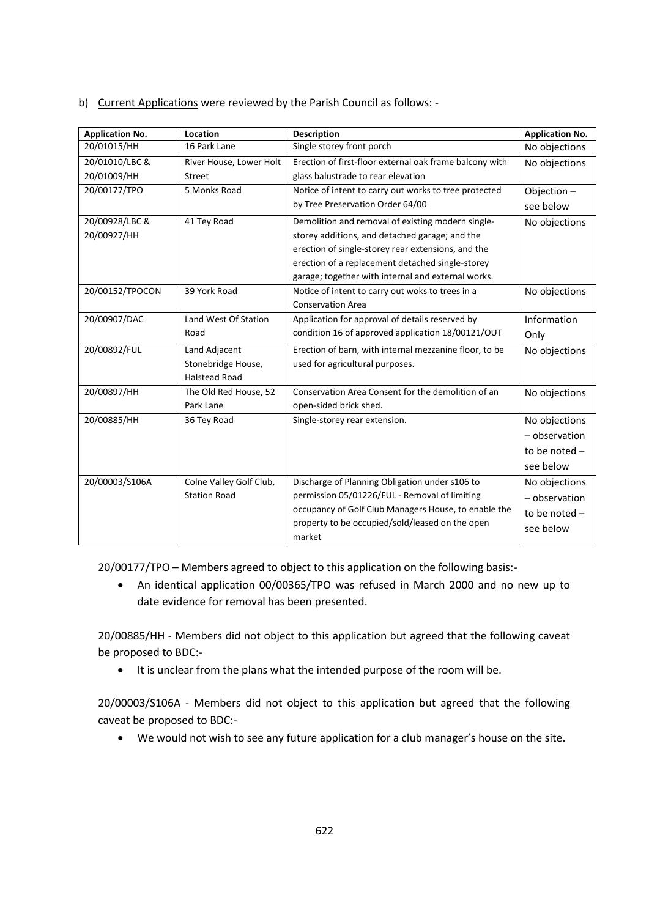b) Current Applications were reviewed by the Parish Council as follows: -

| Application No. | Location | Description | Application No. |
|---|---|---|---|
| 20/01015/HH | 16 Park Lane | Single storey front porch | No objections |
| 20/01010/LBC & 20/01009/HH | River House, Lower Holt Street | Erection of first-floor external oak frame balcony with glass balustrade to rear elevation | No objections |
| 20/00177/TPO | 5 Monks Road | Notice of intent to carry out works to tree protected by Tree Preservation Order 64/00 | Objection – see below |
| 20/00928/LBC & 20/00927/HH | 41 Tey Road | Demolition and removal of existing modern single-storey additions, and detached garage; and the erection of single-storey rear extensions, and the erection of a replacement detached single-storey garage; together with internal and external works. | No objections |
| 20/00152/TPOCON | 39 York Road | Notice of intent to carry out woks to trees in a Conservation Area | No objections |
| 20/00907/DAC | Land West Of Station Road | Application for approval of details reserved by condition 16 of approved application 18/00121/OUT | Information Only |
| 20/00892/FUL | Land Adjacent Stonebridge House, Halstead Road | Erection of barn, with internal mezzanine floor, to be used for agricultural purposes. | No objections |
| 20/00897/HH | The Old Red House, 52 Park Lane | Conservation Area Consent for the demolition of an open-sided brick shed. | No objections |
| 20/00885/HH | 36 Tey Road | Single-storey rear extension. | No objections – observation to be noted – see below |
| 20/00003/S106A | Colne Valley Golf Club, Station Road | Discharge of Planning Obligation under s106 to permission 05/01226/FUL - Removal of limiting occupancy of Golf Club Managers House, to enable the property to be occupied/sold/leased on the open market | No objections – observation to be noted – see below |

20/00177/TPO – Members agreed to object to this application on the following basis:-

- An identical application 00/00365/TPO was refused in March 2000 and no new up to date evidence for removal has been presented.

20/00885/HH - Members did not object to this application but agreed that the following caveat be proposed to BDC:-

- It is unclear from the plans what the intended purpose of the room will be.

20/00003/S106A - Members did not object to this application but agreed that the following caveat be proposed to BDC:-

- We would not wish to see any future application for a club manager's house on the site.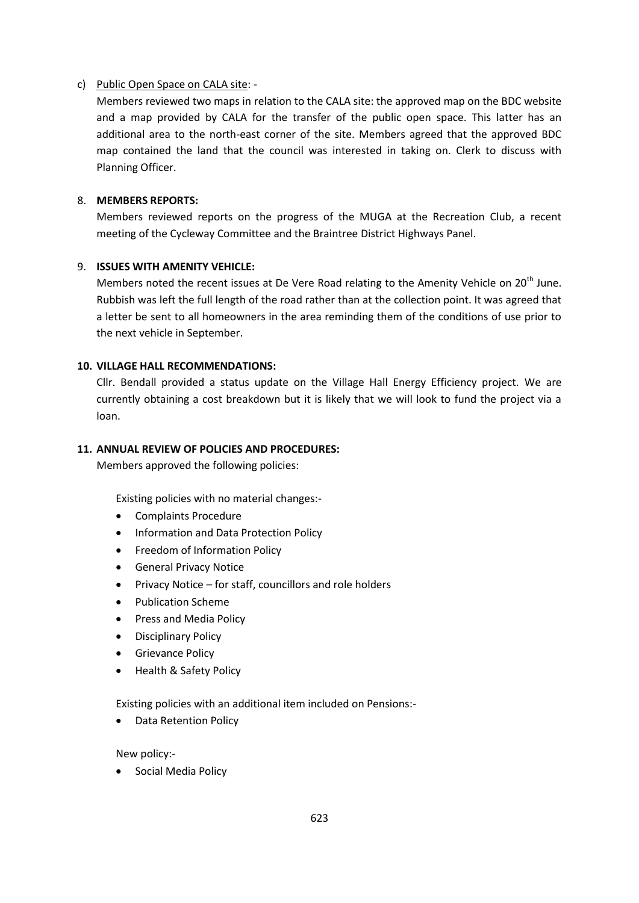c) Public Open Space on CALA site: -

Members reviewed two maps in relation to the CALA site: the approved map on the BDC website and a map provided by CALA for the transfer of the public open space. This latter has an additional area to the north-east corner of the site. Members agreed that the approved BDC map contained the land that the council was interested in taking on. Clerk to discuss with Planning Officer.

8. **MEMBERS REPORTS:**

Members reviewed reports on the progress of the MUGA at the Recreation Club, a recent meeting of the Cycleway Committee and the Braintree District Highways Panel.

9. **ISSUES WITH AMENITY VEHICLE:**

Members noted the recent issues at De Vere Road relating to the Amenity Vehicle on 20th June. Rubbish was left the full length of the road rather than at the collection point. It was agreed that a letter be sent to all homeowners in the area reminding them of the conditions of use prior to the next vehicle in September.

**10. VILLAGE HALL RECOMMENDATIONS:**

Cllr. Bendall provided a status update on the Village Hall Energy Efficiency project. We are currently obtaining a cost breakdown but it is likely that we will look to fund the project via a loan.

**11. ANNUAL REVIEW OF POLICIES AND PROCEDURES:**

Members approved the following policies:

Existing policies with no material changes:-

- Complaints Procedure
- Information and Data Protection Policy
- Freedom of Information Policy
- General Privacy Notice
- Privacy Notice – for staff, councillors and role holders
- Publication Scheme
- Press and Media Policy
- Disciplinary Policy
- Grievance Policy
- Health & Safety Policy

Existing policies with an additional item included on Pensions:-

- Data Retention Policy

New policy:-

- Social Media Policy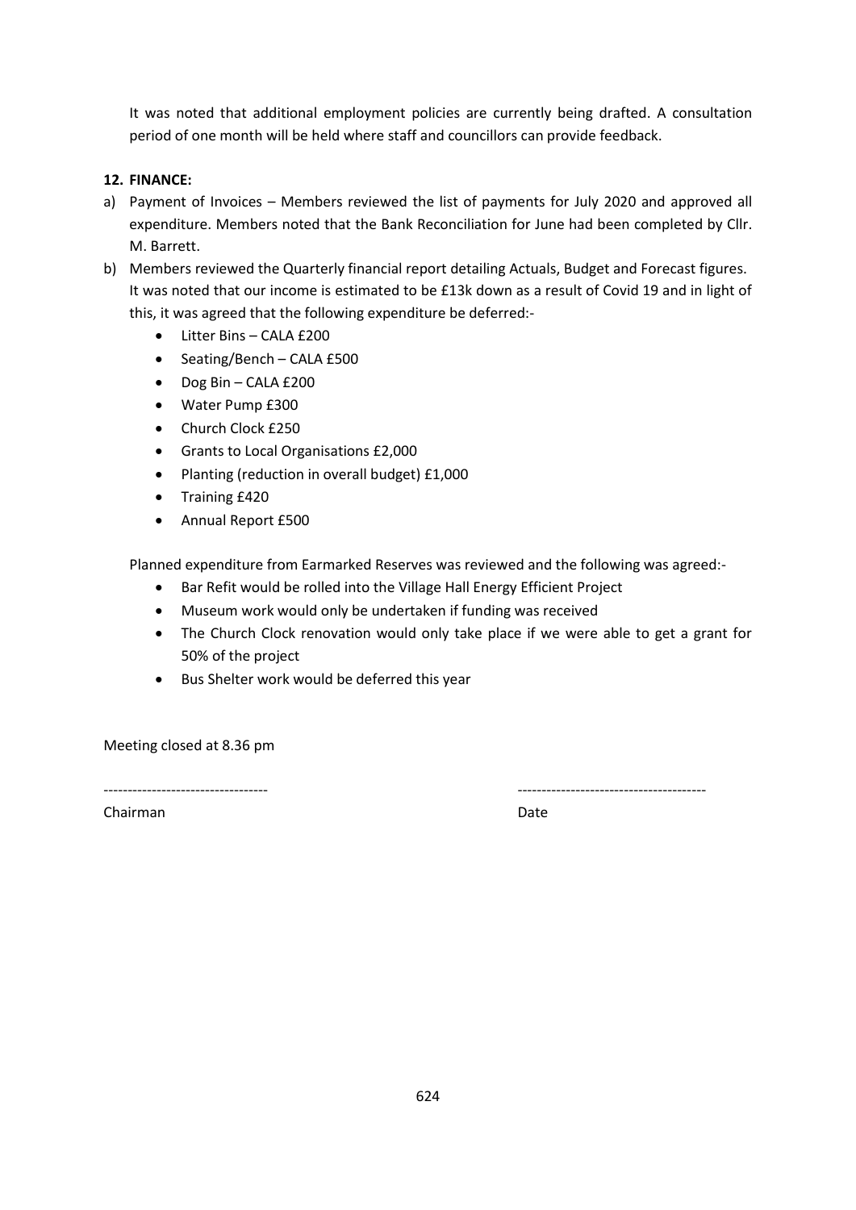It was noted that additional employment policies are currently being drafted. A consultation period of one month will be held where staff and councillors can provide feedback.

**12. FINANCE:**

a) Payment of Invoices – Members reviewed the list of payments for July 2020 and approved all expenditure. Members noted that the Bank Reconciliation for June had been completed by Cllr. M. Barrett.

b) Members reviewed the Quarterly financial report detailing Actuals, Budget and Forecast figures. It was noted that our income is estimated to be £13k down as a result of Covid 19 and in light of this, it was agreed that the following expenditure be deferred:-

- Litter Bins – CALA £200
- Seating/Bench – CALA £500
- Dog Bin – CALA £200
- Water Pump £300
- Church Clock £250
- Grants to Local Organisations £2,000
- Planting (reduction in overall budget) £1,000
- Training £420
- Annual Report £500

Planned expenditure from Earmarked Reserves was reviewed and the following was agreed:-

- Bar Refit would be rolled into the Village Hall Energy Efficient Project
- Museum work would only be undertaken if funding was received
- The Church Clock renovation would only take place if we were able to get a grant for 50% of the project
- Bus Shelter work would be deferred this year

Meeting closed at 8.36 pm

---------------------------------- ---------------------------------------

Chairman Date